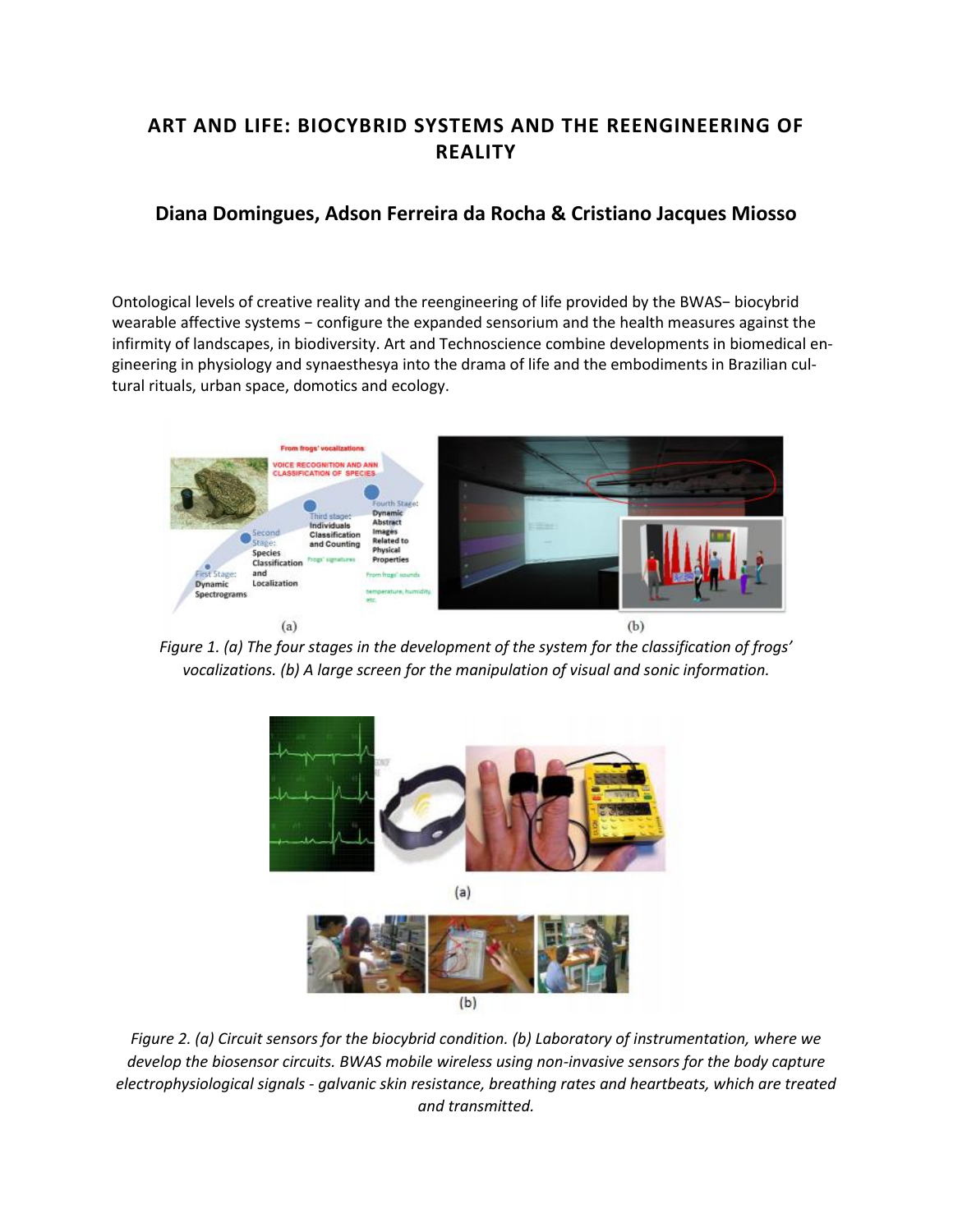# ART AND LIFE: BIOCYBRID SYSTEMS AND THE REENGINEERING OF REALITY

## Diana Domingues, Adson Ferreira da Rocha & Cristiano Jacques Miosso

Ontological levels of creative reality and the reengineering of life provided by the BWAS− biocybrid wearable affective systems − configure the expanded sensorium and the health measures against the infirmity of landscapes, in biodiversity. Art and Technoscience combine developments in biomedical engineering in physiology and synaesthesya into the drama of life and the embodiments in Brazilian cultural rituals, urban space, domotics and ecology.

*Figure 1. (a) The four stages in the development of the system for the classification of frogs' vocalizations. (b) A large screen for the manipulation of visual and sonic information.*

*Figure 2. (a) Circuit sensors for the biocybrid condition. (b) Laboratory of instrumentation, where we develop the biosensor circuits. BWAS mobile wireless using non-invasive sensors for the body capture electrophysiological signals - galvanic skin resistance, breathing rates and heartbeats, which are treated and transmitted.*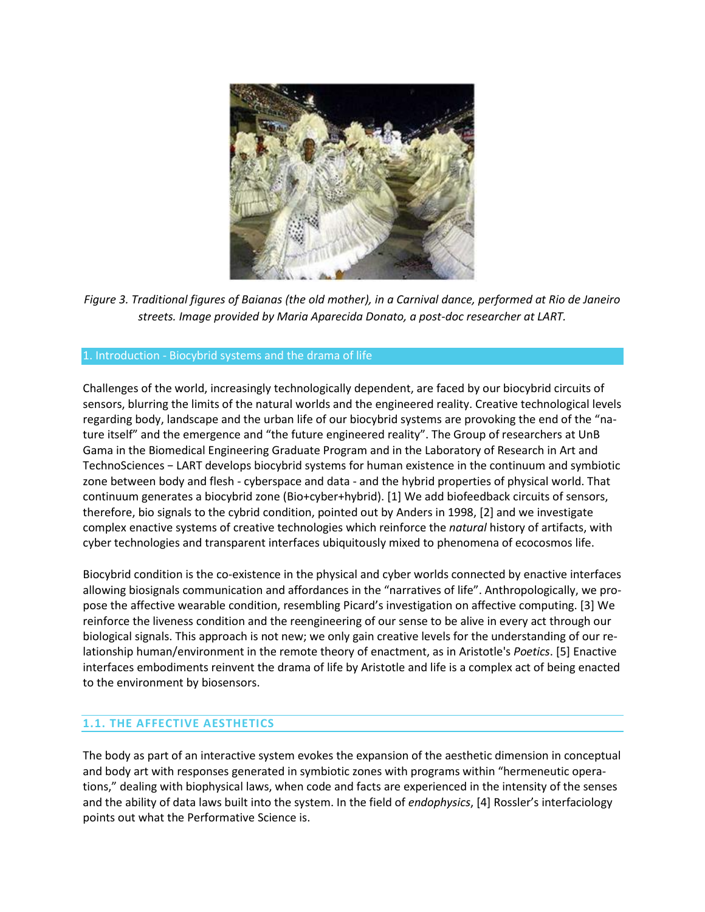*Figure 3. Traditional figures of Baianas (the old mother), in a Carnival dance, performed at Rio de Janeiro streets. Image provided by Maria Aparecida Donato, a post-doc researcher at LART.*

## 1. Introduction - Biocybrid systems and the drama of life

Challenges of the world, increasingly technologically dependent, are faced by our biocybrid circuits of sensors, blurring the limits of the natural worlds and the engineered reality. Creative technological levels regarding body, landscape and the urban life of our biocybrid systems are provoking the end of the "nature itself" and the emergence and "the future engineered reality". The Group of researchers at UnB Gama in the Biomedical Engineering Graduate Program and in the Laboratory of Research in Art and TechnoSciences − LART develops biocybrid systems for human existence in the continuum and symbiotic zone between body and flesh - cyberspace and data - and the hybrid properties of physical world. That continuum generates a biocybrid zone (Bio+cyber+hybrid). [1] We add biofeedback circuits of sensors, therefore, bio signals to the cybrid condition, pointed out by Anders in 1998, [2] and we investigate complex enactive systems of creative technologies which reinforce the *natural* history of artifacts, with cyber technologies and transparent interfaces ubiquitously mixed to phenomena of ecocosmos life.

Biocybrid condition is the co-existence in the physical and cyber worlds connected by enactive interfaces allowing biosignals communication and affordances in the "narratives of life". Anthropologically, we propose the affective wearable condition, resembling Picard's investigation on affective computing. [3] We reinforce the liveness condition and the reengineering of our sense to be alive in every act through our biological signals. This approach is not new; we only gain creative levels for the understanding of our relationship human/environment in the remote theory of enactment, as in Aristotle's *Poetics*. [5] Enactive interfaces embodiments reinvent the drama of life by Aristotle and life is a complex act of being enacted to the environment by biosensors.

### 1.1. THE AFFECTIVE AESTHETICS

The body as part of an interactive system evokes the expansion of the aesthetic dimension in conceptual and body art with responses generated in symbiotic zones with programs within "hermeneutic operations," dealing with biophysical laws, when code and facts are experienced in the intensity of the senses and the ability of data laws built into the system. In the field of *endophysics*, [4] Rossler's interfaciology points out what the Performative Science is.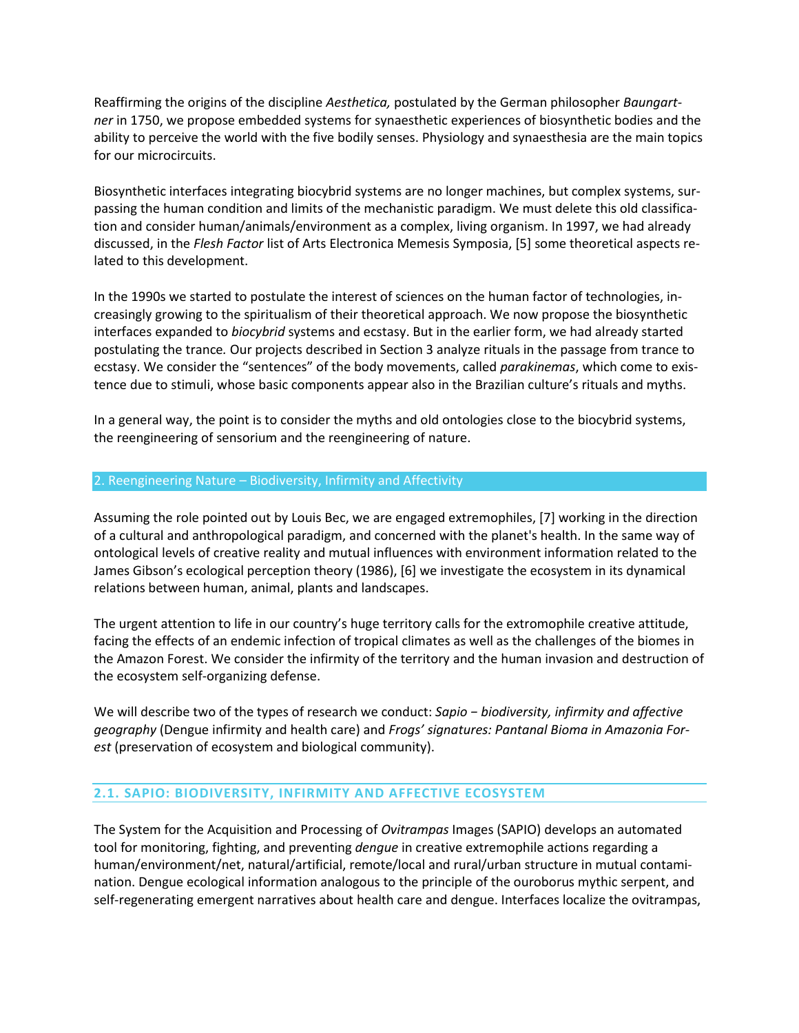Reaffirming the origins of the discipline *Aesthetica,* postulated by the German philosopher *Baungartner* in 1750, we propose embedded systems for synaesthetic experiences of biosynthetic bodies and the ability to perceive the world with the five bodily senses. Physiology and synaesthesia are the main topics for our microcircuits.

Biosynthetic interfaces integrating biocybrid systems are no longer machines, but complex systems, surpassing the human condition and limits of the mechanistic paradigm. We must delete this old classification and consider human/animals/environment as a complex, living organism. In 1997, we had already discussed, in the *Flesh Factor* list of Arts Electronica Memesis Symposia, [5] some theoretical aspects related to this development.

In the 1990s we started to postulate the interest of sciences on the human factor of technologies, increasingly growing to the spiritualism of their theoretical approach. We now propose the biosynthetic interfaces expanded to *biocybrid* systems and ecstasy. But in the earlier form, we had already started postulating the trance. Our projects described in Section 3 analyze rituals in the passage from trance to ecstasy. We consider the "sentences" of the body movements, called *parakinemas*, which come to existence due to stimuli, whose basic components appear also in the Brazilian culture's rituals and myths.

In a general way, the point is to consider the myths and old ontologies close to the biocybrid systems, the reengineering of sensorium and the reengineering of nature.

## 2. Reengineering Nature – Biodiversity, Infirmity and Affectivity

Assuming the role pointed out by Louis Bec, we are engaged extremophiles, [7] working in the direction of a cultural and anthropological paradigm, and concerned with the planet's health. In the same way of ontological levels of creative reality and mutual influences with environment information related to the James Gibson's ecological perception theory (1986), [6] we investigate the ecosystem in its dynamical relations between human, animal, plants and landscapes.

The urgent attention to life in our country's huge territory calls for the extromophile creative attitude, facing the effects of an endemic infection of tropical climates as well as the challenges of the biomes in the Amazon Forest. We consider the infirmity of the territory and the human invasion and destruction of the ecosystem self-organizing defense.

We will describe two of the types of research we conduct: *Sapio − biodiversity, infirmity and affective geography* (Dengue infirmity and health care) and *Frogs' signatures: Pantanal Bioma in Amazonia Forest* (preservation of ecosystem and biological community).

### 2.1. SAPIO: BIODIVERSITY, INFIRMITY AND AFFECTIVE ECOSYSTEM

The System for the Acquisition and Processing of *Ovitrampas* Images (SAPIO) develops an automated tool for monitoring, fighting, and preventing *dengue* in creative extremophile actions regarding a human/environment/net, natural/artificial, remote/local and rural/urban structure in mutual contamination. Dengue ecological information analogous to the principle of the ouroborus mythic serpent, and self-regenerating emergent narratives about health care and dengue. Interfaces localize the ovitrampas,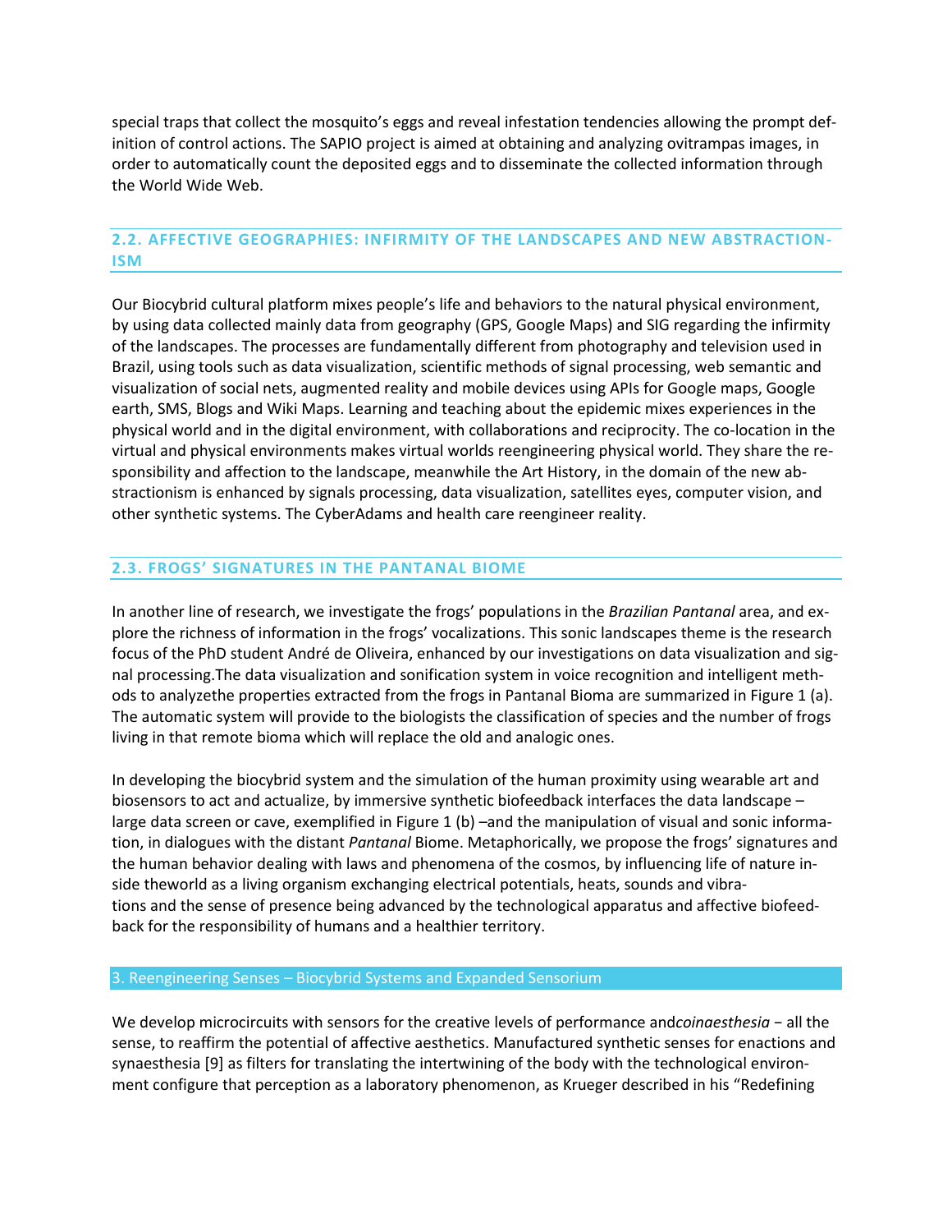special traps that collect the mosquito's eggs and reveal infestation tendencies allowing the prompt definition of control actions. The SAPIO project is aimed at obtaining and analyzing ovitrampas images, in order to automatically count the deposited eggs and to disseminate the collected information through the World Wide Web.

### 2.2. AFFECTIVE GEOGRAPHIES: INFIRMITY OF THE LANDSCAPES AND NEW ABSTRACTIONISM

Our Biocybrid cultural platform mixes people's life and behaviors to the natural physical environment, by using data collected mainly data from geography (GPS, Google Maps) and SIG regarding the infirmity of the landscapes. The processes are fundamentally different from photography and television used in Brazil, using tools such as data visualization, scientific methods of signal processing, web semantic and visualization of social nets, augmented reality and mobile devices using APIs for Google maps, Google earth, SMS, Blogs and Wiki Maps. Learning and teaching about the epidemic mixes experiences in the physical world and in the digital environment, with collaborations and reciprocity. The co-location in the virtual and physical environments makes virtual worlds reengineering physical world. They share the responsibility and affection to the landscape, meanwhile the Art History, in the domain of the new abstractionism is enhanced by signals processing, data visualization, satellites eyes, computer vision, and other synthetic systems. The CyberAdams and health care reengineer reality.

### 2.3. FROGS' SIGNATURES IN THE PANTANAL BIOME

In another line of research, we investigate the frogs' populations in the *Brazilian Pantanal* area, and explore the richness of information in the frogs' vocalizations. This sonic landscapes theme is the research focus of the PhD student André de Oliveira, enhanced by our investigations on data visualization and signal processing.The data visualization and sonification system in voice recognition and intelligent methods to analyzethe properties extracted from the frogs in Pantanal Bioma are summarized in Figure 1 (a). The automatic system will provide to the biologists the classification of species and the number of frogs living in that remote bioma which will replace the old and analogic ones.

In developing the biocybrid system and the simulation of the human proximity using wearable art and biosensors to act and actualize, by immersive synthetic biofeedback interfaces the data landscape – large data screen or cave, exemplified in Figure 1 (b) –and the manipulation of visual and sonic information, in dialogues with the distant *Pantanal* Biome. Metaphorically, we propose the frogs' signatures and the human behavior dealing with laws and phenomena of the cosmos, by influencing life of nature inside theworld as a living organism exchanging electrical potentials, heats, sounds and vibrations and the sense of presence being advanced by the technological apparatus and affective biofeedback for the responsibility of humans and a healthier territory.

## 3. Reengineering Senses – Biocybrid Systems and Expanded Sensorium

We develop microcircuits with sensors for the creative levels of performance and*coinaesthesia* − all the sense, to reaffirm the potential of affective aesthetics. Manufactured synthetic senses for enactions and synaesthesia [9] as filters for translating the intertwining of the body with the technological environment configure that perception as a laboratory phenomenon, as Krueger described in his "Redefining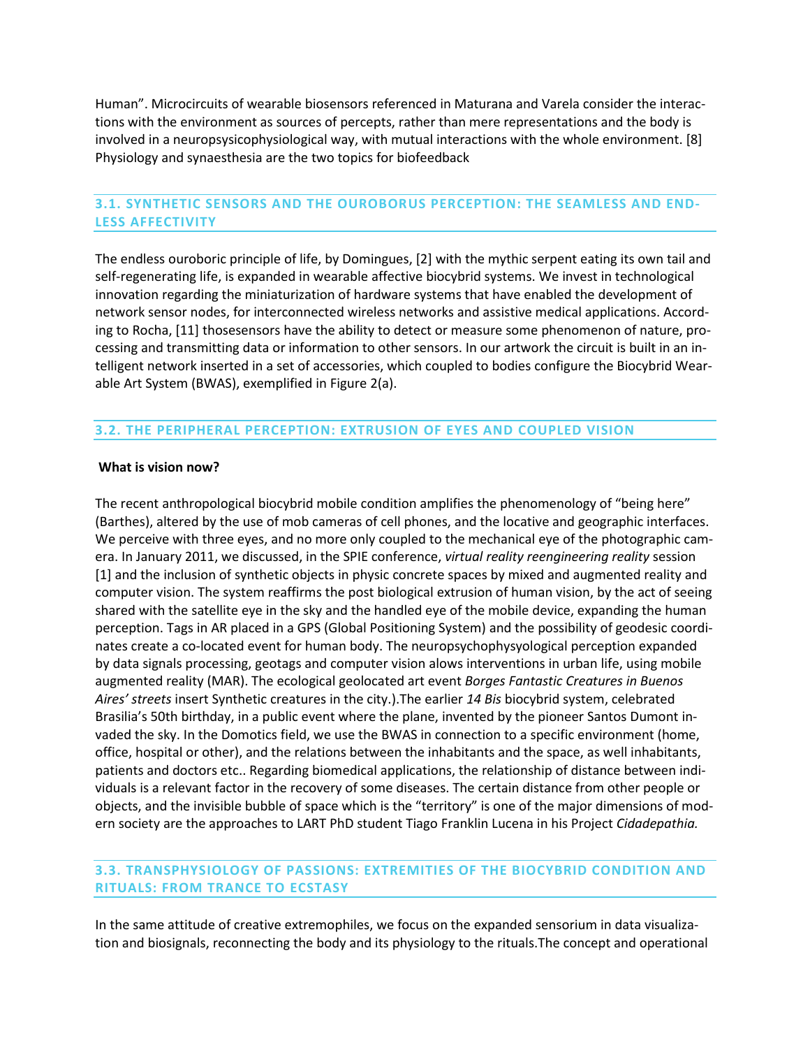Human". Microcircuits of wearable biosensors referenced in Maturana and Varela consider the interactions with the environment as sources of percepts, rather than mere representations and the body is involved in a neuropsysicophysiological way, with mutual interactions with the whole environment. [8] Physiology and synaesthesia are the two topics for biofeedback

### 3.1. SYNTHETIC SENSORS AND THE OUROBORUS PERCEPTION: THE SEAMLESS AND ENDLESS AFFECTIVITY

The endless ouroboric principle of life, by Domingues, [2] with the mythic serpent eating its own tail and self-regenerating life, is expanded in wearable affective biocybrid systems. We invest in technological innovation regarding the miniaturization of hardware systems that have enabled the development of network sensor nodes, for interconnected wireless networks and assistive medical applications. According to Rocha, [11] thosesensors have the ability to detect or measure some phenomenon of nature, processing and transmitting data or information to other sensors. In our artwork the circuit is built in an intelligent network inserted in a set of accessories, which coupled to bodies configure the Biocybrid Wearable Art System (BWAS), exemplified in Figure 2(a).

### 3.2. THE PERIPHERAL PERCEPTION: EXTRUSION OF EYES AND COUPLED VISION

**What is vision now?**

The recent anthropological biocybrid mobile condition amplifies the phenomenology of "being here" (Barthes), altered by the use of mob cameras of cell phones, and the locative and geographic interfaces. We perceive with three eyes, and no more only coupled to the mechanical eye of the photographic camera. In January 2011, we discussed, in the SPIE conference, *virtual reality reengineering reality* session [1] and the inclusion of synthetic objects in physic concrete spaces by mixed and augmented reality and computer vision. The system reaffirms the post biological extrusion of human vision, by the act of seeing shared with the satellite eye in the sky and the handled eye of the mobile device, expanding the human perception. Tags in AR placed in a GPS (Global Positioning System) and the possibility of geodesic coordinates create a co-located event for human body. The neuropsychophysyological perception expanded by data signals processing, geotags and computer vision allows interventions in urban life, using mobile augmented reality (MAR). The ecological geolocated art event *Borges Fantastic Creatures in Buenos Aires' streets* insert Synthetic creatures in the city.).The earlier *14 Bis* biocybrid system, celebrated Brasilia's 50th birthday, in a public event where the plane, invented by the pioneer Santos Dumont invaded the sky. In the Domotics field, we use the BWAS in connection to a specific environment (home, office, hospital or other), and the relations between the inhabitants and the space, as well inhabitants, patients and doctors etc.. Regarding biomedical applications, the relationship of distance between individuals is a relevant factor in the recovery of some diseases. The certain distance from other people or objects, and the invisible bubble of space which is the "territory" is one of the major dimensions of modern society are the approaches to LART PhD student Tiago Franklin Lucena in his Project *Cidadepathia.*

### 3.3. TRANSPHYSIOLOGY OF PASSIONS: EXTREMITIES OF THE BIOCYBRID CONDITION AND RITUALS: FROM TRANCE TO ECSTASY

In the same attitude of creative extremophiles, we focus on the expanded sensorium in data visualization and biosignals, reconnecting the body and its physiology to the rituals.The concept and operational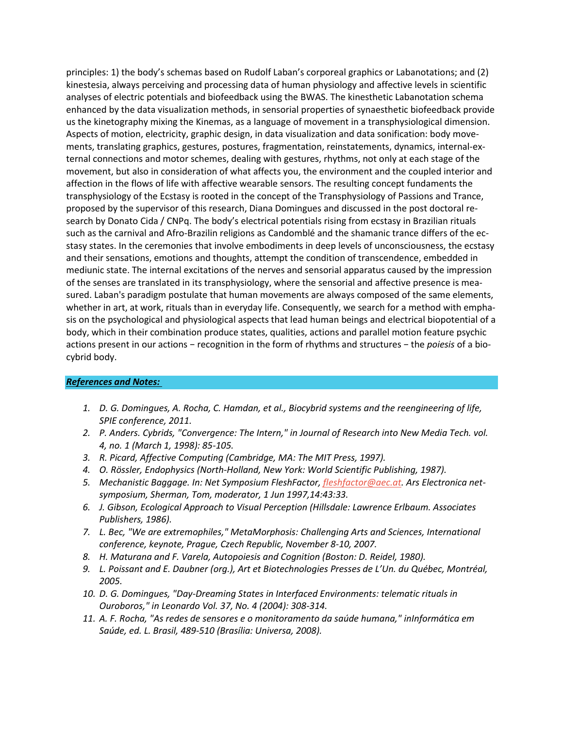principles: 1) the body's schemas based on Rudolf Laban's corporeal graphics or Labanotations; and (2) kinestesia, always perceiving and processing data of human physiology and affective levels in scientific analyses of electric potentials and biofeedback using the BWAS. The kinesthetic Labanotation schema enhanced by the data visualization methods, in sensorial properties of synaesthetic biofeedback provide us the kinetography mixing the Kinemas, as a language of movement in a transphysiological dimension. Aspects of motion, electricity, graphic design, in data visualization and data sonification: body movements, translating graphics, gestures, postures, fragmentation, reinstatements, dynamics, internal-external connections and motor schemes, dealing with gestures, rhythms, not only at each stage of the movement, but also in consideration of what affects you, the environment and the coupled interior and affection in the flows of life with affective wearable sensors. The resulting concept fundaments the transphysiology of the Ecstasy is rooted in the concept of the Transphysiology of Passions and Trance, proposed by the supervisor of this research, Diana Domingues and discussed in the post doctoral research by Donato Cida / CNPq. The body's electrical potentials rising from ecstasy in Brazilian rituals such as the carnival and Afro-Brazilin religions as Candomblé and the shamanic trance differs of the ecstasy states. In the ceremonies that involve embodiments in deep levels of unconsciousness, the ecstasy and their sensations, emotions and thoughts, attempt the condition of transcendence, embedded in mediunic state. The internal excitations of the nerves and sensorial apparatus caused by the impression of the senses are translated in its transphysiology, where the sensorial and affective presence is measured. Laban's paradigm postulate that human movements are always composed of the same elements, whether in art, at work, rituals than in everyday life. Consequently, we search for a method with emphasis on the psychological and physiological aspects that lead human beings and electrical biopotential of a body, which in their combination produce states, qualities, actions and parallel motion feature psychic actions present in our actions − recognition in the form of rhythms and structures − the *poiesis* of a biocybrid body.

## *References and Notes:*

1. *D. G. Domingues, A. Rocha, C. Hamdan, et al., Biocybrid systems and the reengineering of life, SPIE conference, 2011.*
2. *P. Anders. Cybrids, "Convergence: The Intern," in Journal of Research into New Media Tech. vol. 4, no. 1 (March 1, 1998): 85-105.*
3. *R. Picard, Affective Computing (Cambridge, MA: The MIT Press, 1997).*
4. *O. Rössler, Endophysics (North-Holland, New York: World Scientific Publishing, 1987).*
5. *Mechanistic Baggage. In: Net Symposium FleshFactor, fleshfactor@aec.at. Ars Electronica net-symposium, Sherman, Tom, moderator, 1 Jun 1997,14:43:33.*
6. *J. Gibson, Ecological Approach to Visual Perception (Hillsdale: Lawrence Erlbaum. Associates Publishers, 1986).*
7. *L. Bec, "We are extremophiles," MetaMorphosis: Challenging Arts and Sciences, International conference, keynote, Prague, Czech Republic, November 8-10, 2007.*
8. *H. Maturana and F. Varela, Autopoiesis and Cognition (Boston: D. Reidel, 1980).*
9. *L. Poissant and E. Daubner (org.), Art et Biotechnologies Presses de L'Un. du Québec, Montréal, 2005.*
10. *D. G. Domingues, "Day-Dreaming States in Interfaced Environments: telematic rituals in Ouroboros," in Leonardo Vol. 37, No. 4 (2004): 308-314.*
11. *A. F. Rocha, "As redes de sensores e o monitoramento da saúde humana," inInformática em Saúde, ed. L. Brasil, 489-510 (Brasília: Universa, 2008).*